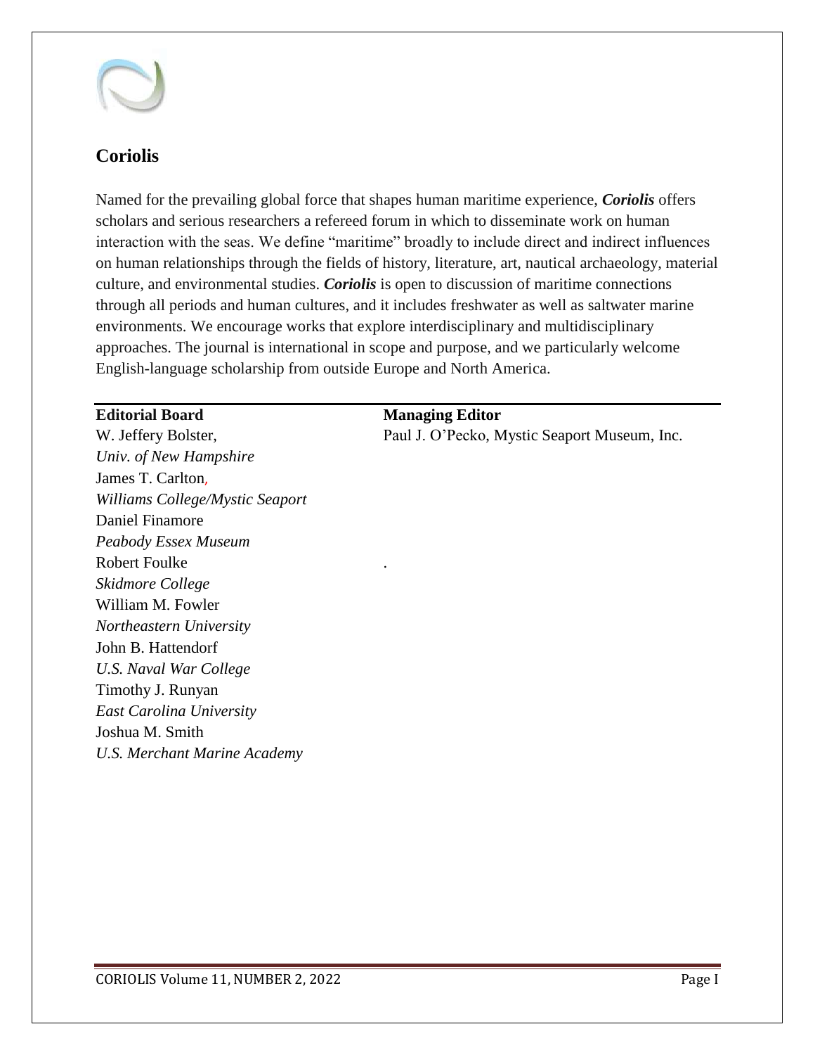## Coriolis

Named for the prevailing global force that shapes human maritime experience, ***Coriolis*** offers scholars and serious researchers a refereed forum in which to disseminate work on human interaction with the seas. We define "maritime" broadly to include direct and indirect influences on human relationships through the fields of history, literature, art, nautical archaeology, material culture, and environmental studies. ***Coriolis*** is open to discussion of maritime connections through all periods and human cultures, and it includes freshwater as well as saltwater marine environments. We encourage works that explore interdisciplinary and multidisciplinary approaches. The journal is international in scope and purpose, and we particularly welcome English-language scholarship from outside Europe and North America.

**Editorial Board**

W. Jeffery Bolster,
*Univ. of New Hampshire*

James T. Carlton,
*Williams College/Mystic Seaport*

Daniel Finamore
*Peabody Essex Museum*

Robert Foulke
*Skidmore College*

William M. Fowler
*Northeastern University*

John B. Hattendorf
*U.S. Naval War College*

Timothy J. Runyan
*East Carolina University*

Joshua M. Smith
*U.S. Merchant Marine Academy*

**Managing Editor**

Paul J. O'Pecko, Mystic Seaport Museum, Inc.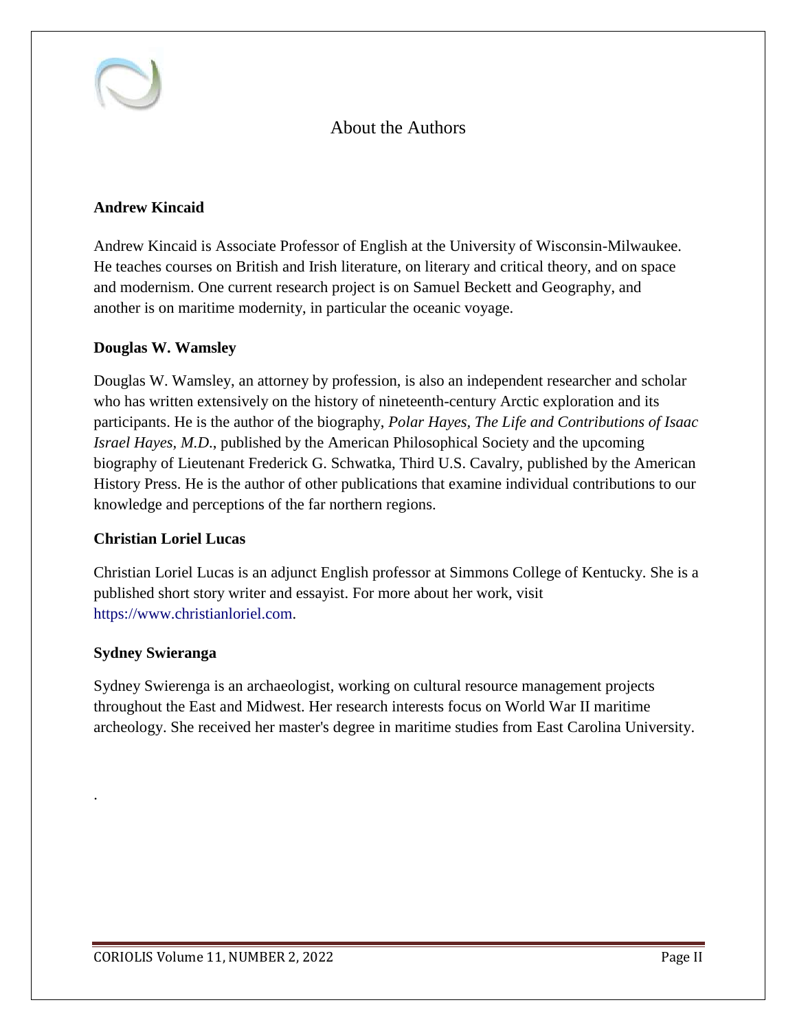# About the Authors

**Andrew Kincaid**

Andrew Kincaid is Associate Professor of English at the University of Wisconsin-Milwaukee. He teaches courses on British and Irish literature, on literary and critical theory, and on space and modernism. One current research project is on Samuel Beckett and Geography, and another is on maritime modernity, in particular the oceanic voyage.

**Douglas W. Wamsley**

Douglas W. Wamsley, an attorney by profession, is also an independent researcher and scholar who has written extensively on the history of nineteenth-century Arctic exploration and its participants. He is the author of the biography, *Polar Hayes, The Life and Contributions of Isaac Israel Hayes, M.D*., published by the American Philosophical Society and the upcoming biography of Lieutenant Frederick G. Schwatka, Third U.S. Cavalry, published by the American History Press. He is the author of other publications that examine individual contributions to our knowledge and perceptions of the far northern regions.

**Christian Loriel Lucas**

Christian Loriel Lucas is an adjunct English professor at Simmons College of Kentucky. She is a published short story writer and essayist. For more about her work, visit https://www.christianloriel.com.

**Sydney Swieranga**

Sydney Swierenga is an archaeologist, working on cultural resource management projects throughout the East and Midwest. Her research interests focus on World War II maritime archeology. She received her master's degree in maritime studies from East Carolina University.

.